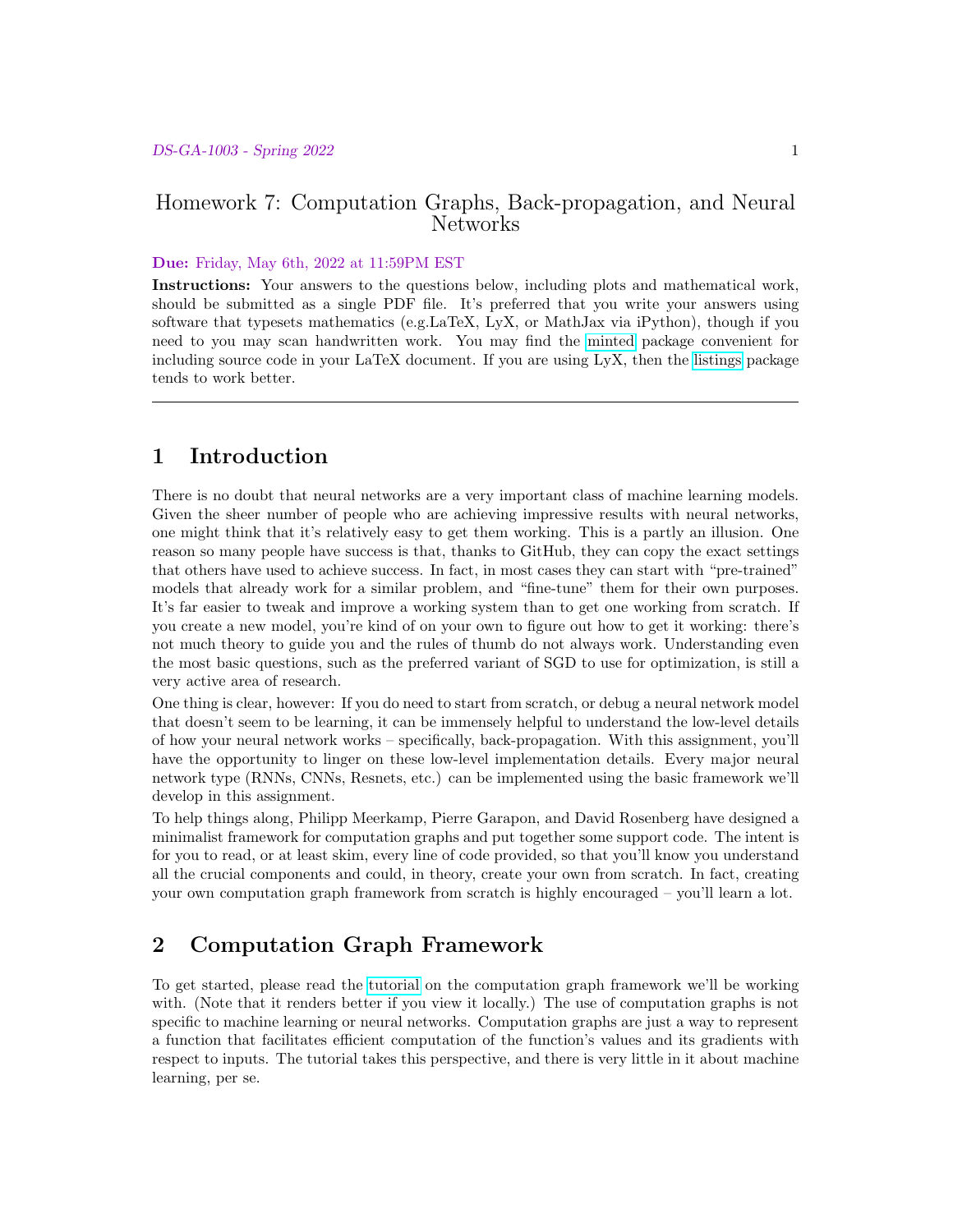# Homework 7: Computation Graphs, Back-propagation, and Neural Networks

**Due:** Friday, May 6th, 2022 at 11:59PM EST

**Instructions:** Your answers to the questions below, including plots and mathematical work, should be submitted as a single PDF file. It's preferred that you write your answers using software that typesets mathematics (e.g.LaTeX, LyX, or MathJax via iPython), though if you need to you may scan handwritten work. You may find the minted package convenient for including source code in your LaTeX document. If you are using LyX, then the listings package tends to work better.

---

## 1 Introduction

There is no doubt that neural networks are a very important class of machine learning models. Given the sheer number of people who are achieving impressive results with neural networks, one might think that it's relatively easy to get them working. This is a partly an illusion. One reason so many people have success is that, thanks to GitHub, they can copy the exact settings that others have used to achieve success. In fact, in most cases they can start with "pre-trained" models that already work for a similar problem, and "fine-tune" them for their own purposes. It's far easier to tweak and improve a working system than to get one working from scratch. If you create a new model, you're kind of on your own to figure out how to get it working: there's not much theory to guide you and the rules of thumb do not always work. Understanding even the most basic questions, such as the preferred variant of SGD to use for optimization, is still a very active area of research.

One thing is clear, however: If you do need to start from scratch, or debug a neural network model that doesn't seem to be learning, it can be immensely helpful to understand the low-level details of how your neural network works – specifically, back-propagation. With this assignment, you'll have the opportunity to linger on these low-level implementation details. Every major neural network type (RNNs, CNNs, Resnets, etc.) can be implemented using the basic framework we'll develop in this assignment.

To help things along, Philipp Meerkamp, Pierre Garapon, and David Rosenberg have designed a minimalist framework for computation graphs and put together some support code. The intent is for you to read, or at least skim, every line of code provided, so that you'll know you understand all the crucial components and could, in theory, create your own from scratch. In fact, creating your own computation graph framework from scratch is highly encouraged – you'll learn a lot.

## 2 Computation Graph Framework

To get started, please read the tutorial on the computation graph framework we'll be working with. (Note that it renders better if you view it locally.) The use of computation graphs is not specific to machine learning or neural networks. Computation graphs are just a way to represent a function that facilitates efficient computation of the function's values and its gradients with respect to inputs. The tutorial takes this perspective, and there is very little in it about machine learning, per se.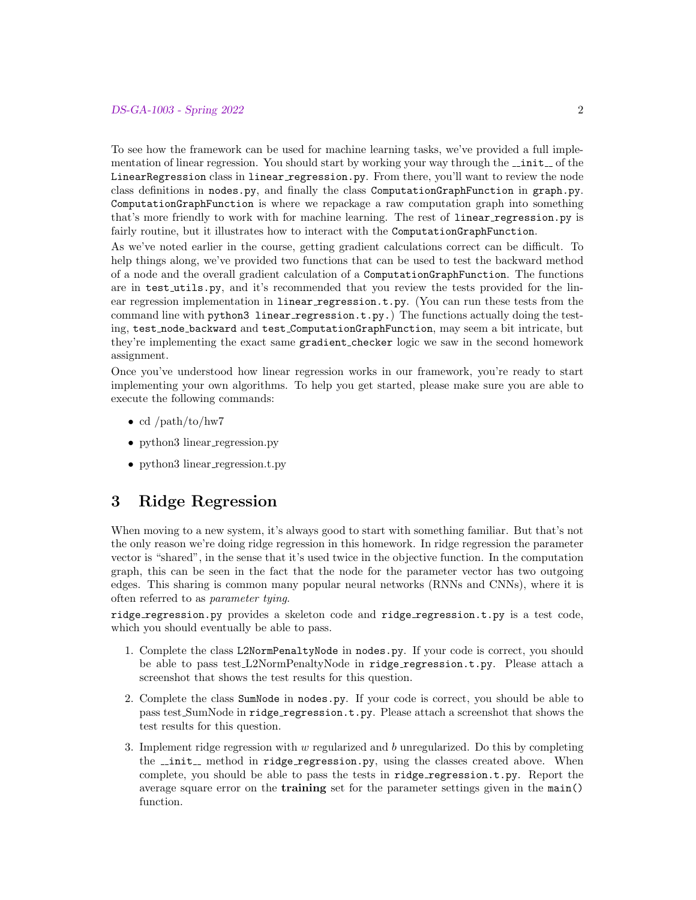To see how the framework can be used for machine learning tasks, we've provided a full implementation of linear regression. You should start by working your way through the `__init__` of the `LinearRegression` class in `linear_regression.py`. From there, you'll want to review the node class definitions in `nodes.py`, and finally the class `ComputationGraphFunction` in `graph.py`. `ComputationGraphFunction` is where we repackage a raw computation graph into something that's more friendly to work with for machine learning. The rest of `linear_regression.py` is fairly routine, but it illustrates how to interact with the `ComputationGraphFunction`.

As we've noted earlier in the course, getting gradient calculations correct can be difficult. To help things along, we've provided two functions that can be used to test the backward method of a node and the overall gradient calculation of a `ComputationGraphFunction`. The functions are in `test_utils.py`, and it's recommended that you review the tests provided for the linear regression implementation in `linear_regression.t.py`. (You can run these tests from the command line with `python3 linear_regression.t.py`.) The functions actually doing the testing, `test_node_backward` and `test_ComputationGraphFunction`, may seem a bit intricate, but they're implementing the exact same `gradient_checker` logic we saw in the second homework assignment.

Once you've understood how linear regression works in our framework, you're ready to start implementing your own algorithms. To help you get started, please make sure you are able to execute the following commands:

- cd /path/to/hw7
- python3 linear_regression.py
- python3 linear_regression.t.py

# 3 Ridge Regression

When moving to a new system, it's always good to start with something familiar. But that's not the only reason we're doing ridge regression in this homework. In ridge regression the parameter vector is "shared", in the sense that it's used twice in the objective function. In the computation graph, this can be seen in the fact that the node for the parameter vector has two outgoing edges. This sharing is common many popular neural networks (RNNs and CNNs), where it is often referred to as *parameter tying*.

`ridge_regression.py` provides a skeleton code and `ridge_regression.t.py` is a test code, which you should eventually be able to pass.

1. Complete the class `L2NormPenaltyNode` in `nodes.py`. If your code is correct, you should be able to pass test_L2NormPenaltyNode in `ridge_regression.t.py`. Please attach a screenshot that shows the test results for this question.

2. Complete the class `SumNode` in `nodes.py`. If your code is correct, you should be able to pass test_SumNode in `ridge_regression.t.py`. Please attach a screenshot that shows the test results for this question.

3. Implement ridge regression with $w$ regularized and $b$ unregularized. Do this by completing the `__init__` method in `ridge_regression.py`, using the classes created above. When complete, you should be able to pass the tests in `ridge_regression.t.py`. Report the average square error on the **training** set for the parameter settings given in the `main()` function.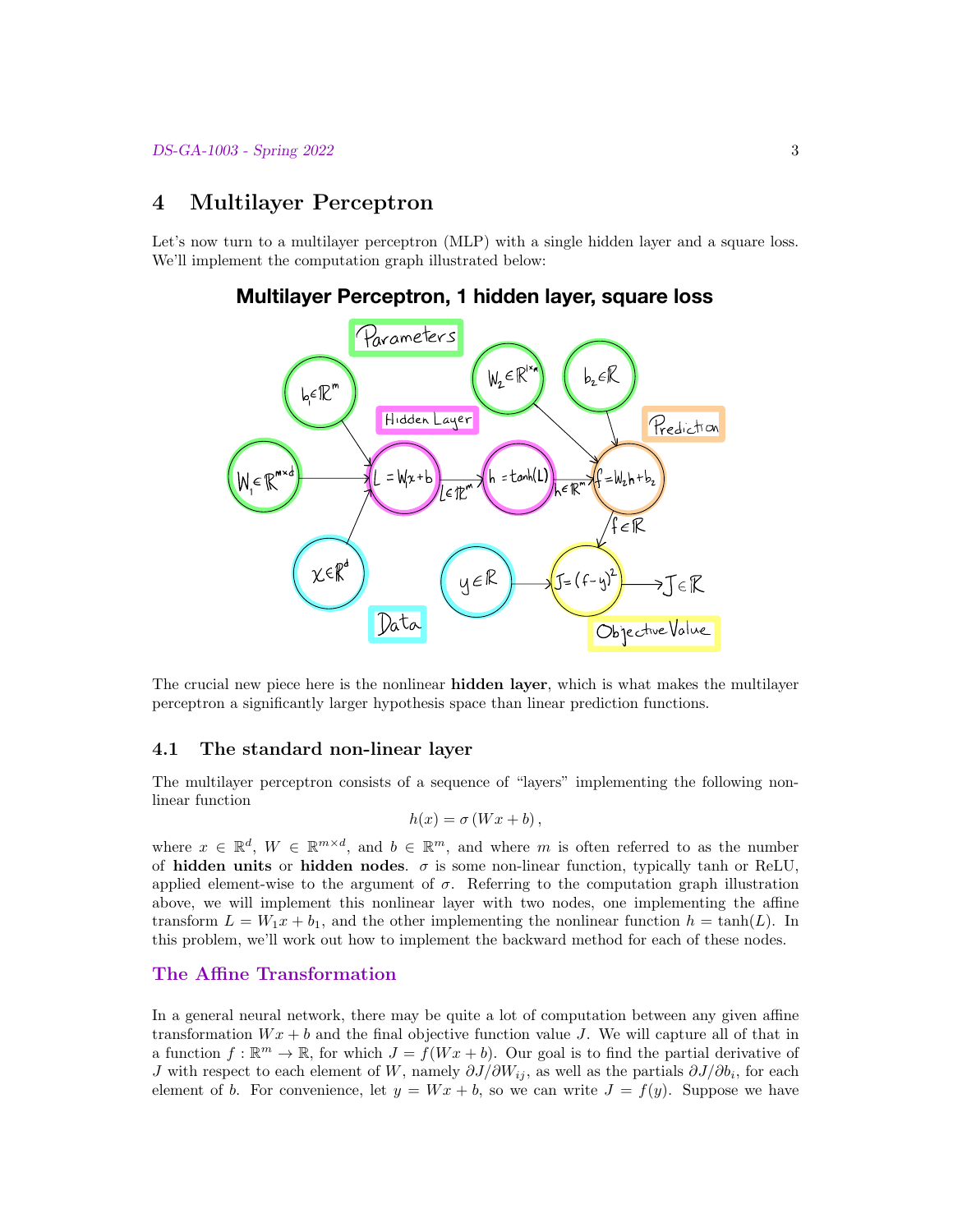## 4 Multilayer Perceptron

Let's now turn to a multilayer perceptron (MLP) with a single hidden layer and a square loss. We'll implement the computation graph illustrated below:

**Multilayer Perceptron, 1 hidden layer, square loss**

The crucial new piece here is the nonlinear **hidden layer**, which is what makes the multilayer perceptron a significantly larger hypothesis space than linear prediction functions.

### 4.1 The standard non-linear layer

The multilayer perceptron consists of a sequence of "layers" implementing the following non-linear function

$$h(x) = \sigma\left(Wx + b\right),$$

where $x \in \mathbb{R}^d$, $W \in \mathbb{R}^{m \times d}$, and $b \in \mathbb{R}^m$, and where $m$ is often referred to as the number of **hidden units** or **hidden nodes**. $\sigma$ is some non-linear function, typically tanh or ReLU, applied element-wise to the argument of $\sigma$. Referring to the computation graph illustration above, we will implement this nonlinear layer with two nodes, one implementing the affine transform $L = W_1 x + b_1$, and the other implementing the nonlinear function $h = \tanh(L)$. In this problem, we'll work out how to implement the backward method for each of these nodes.

#### The Affine Transformation

In a general neural network, there may be quite a lot of computation between any given affine transformation $Wx + b$ and the final objective function value $J$. We will capture all of that in a function $f : \mathbb{R}^m \to \mathbb{R}$, for which $J = f(Wx + b)$. Our goal is to find the partial derivative of $J$ with respect to each element of $W$, namely $\partial J / \partial W_{ij}$, as well as the partials $\partial J / \partial b_i$, for each element of $b$. For convenience, let $y = Wx + b$, so we can write $J = f(y)$. Suppose we have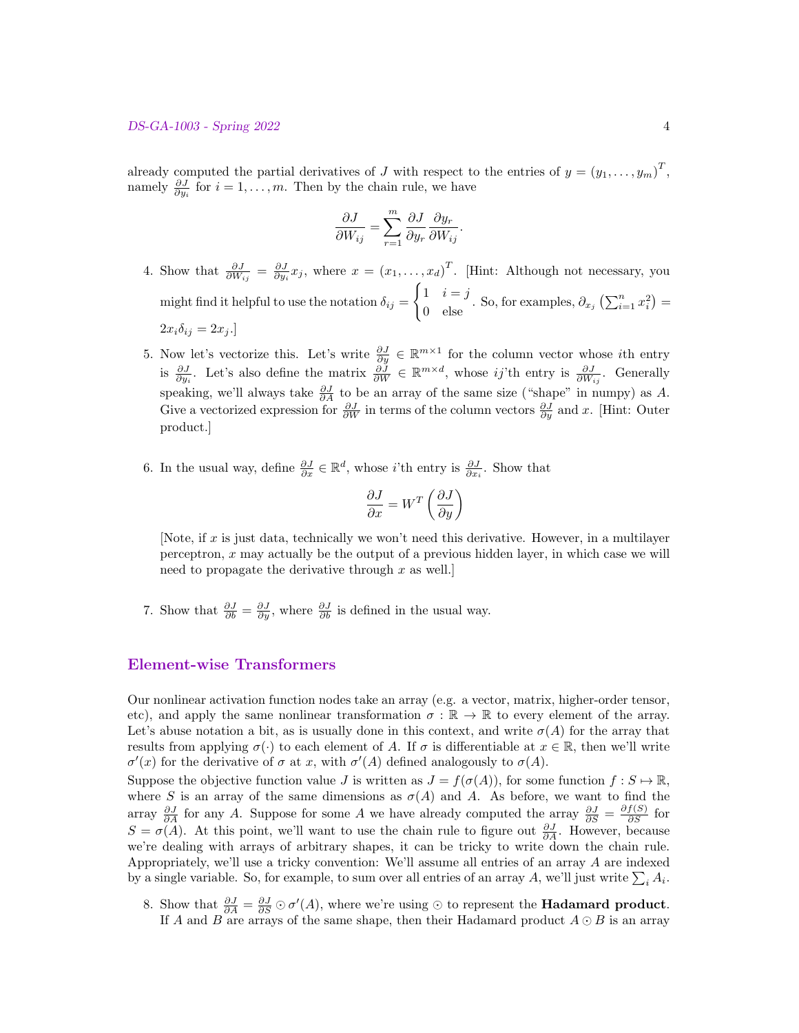already computed the partial derivatives of $J$ with respect to the entries of $y = (y_1, \ldots, y_m)^T$, namely $\frac{\partial J}{\partial y_i}$ for $i = 1, \ldots, m$. Then by the chain rule, we have

$$\frac{\partial J}{\partial W_{ij}} = \sum_{r=1}^{m} \frac{\partial J}{\partial y_r} \frac{\partial y_r}{\partial W_{ij}}.$$

4. Show that $\frac{\partial J}{\partial W_{ij}} = \frac{\partial J}{\partial y_i} x_j$, where $x = (x_1, \ldots, x_d)^T$. [Hint: Although not necessary, you might find it helpful to use the notation $\delta_{ij} = \begin{cases} 1 & i = j \\ 0 & \text{else} \end{cases}$. So, for examples, $\partial_{x_j} \left( \sum_{i=1}^{n} x_i^2 \right) = 2x_i \delta_{ij} = 2x_j$.]

5. Now let's vectorize this. Let's write $\frac{\partial J}{\partial y} \in \mathbb{R}^{m \times 1}$ for the column vector whose $i$th entry is $\frac{\partial J}{\partial y_i}$. Let's also define the matrix $\frac{\partial J}{\partial W} \in \mathbb{R}^{m \times d}$, whose $ij$'th entry is $\frac{\partial J}{\partial W_{ij}}$. Generally speaking, we'll always take $\frac{\partial J}{\partial A}$ to be an array of the same size ("shape" in numpy) as $A$. Give a vectorized expression for $\frac{\partial J}{\partial W}$ in terms of the column vectors $\frac{\partial J}{\partial y}$ and $x$. [Hint: Outer product.]

6. In the usual way, define $\frac{\partial J}{\partial x} \in \mathbb{R}^d$, whose $i$'th entry is $\frac{\partial J}{\partial x_i}$. Show that

$$\frac{\partial J}{\partial x} = W^T \left( \frac{\partial J}{\partial y} \right)$$

[Note, if $x$ is just data, technically we won't need this derivative. However, in a multilayer perceptron, $x$ may actually be the output of a previous hidden layer, in which case we will need to propagate the derivative through $x$ as well.]

7. Show that $\frac{\partial J}{\partial b} = \frac{\partial J}{\partial y}$, where $\frac{\partial J}{\partial b}$ is defined in the usual way.

## Element-wise Transformers

Our nonlinear activation function nodes take an array (e.g. a vector, matrix, higher-order tensor, etc), and apply the same nonlinear transformation $\sigma : \mathbb{R} \to \mathbb{R}$ to every element of the array. Let's abuse notation a bit, as is usually done in this context, and write $\sigma(A)$ for the array that results from applying $\sigma(\cdot)$ to each element of $A$. If $\sigma$ is differentiable at $x \in \mathbb{R}$, then we'll write $\sigma'(x)$ for the derivative of $\sigma$ at $x$, with $\sigma'(A)$ defined analogously to $\sigma(A)$.

Suppose the objective function value $J$ is written as $J = f(\sigma(A))$, for some function $f : S \mapsto \mathbb{R}$, where $S$ is an array of the same dimensions as $\sigma(A)$ and $A$. As before, we want to find the array $\frac{\partial J}{\partial A}$ for any $A$. Suppose for some $A$ we have already computed the array $\frac{\partial J}{\partial S} = \frac{\partial f(S)}{\partial S}$ for $S = \sigma(A)$. At this point, we'll want to use the chain rule to figure out $\frac{\partial J}{\partial A}$. However, because we're dealing with arrays of arbitrary shapes, it can be tricky to write down the chain rule. Appropriately, we'll use a tricky convention: We'll assume all entries of an array $A$ are indexed by a single variable. So, for example, to sum over all entries of an array $A$, we'll just write $\sum_i A_i$.

8. Show that $\frac{\partial J}{\partial A} = \frac{\partial J}{\partial S} \odot \sigma'(A)$, where we're using $\odot$ to represent the **Hadamard product**. If $A$ and $B$ are arrays of the same shape, then their Hadamard product $A \odot B$ is an array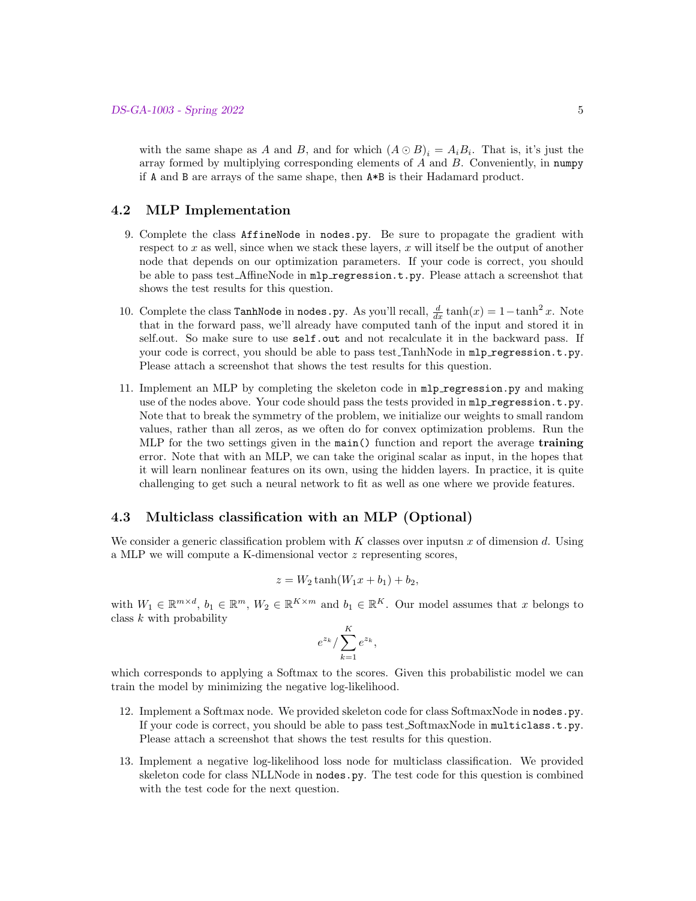with the same shape as $A$ and $B$, and for which $(A \odot B)_i = A_i B_i$. That is, it's just the array formed by multiplying corresponding elements of $A$ and $B$. Conveniently, in `numpy` if `A` and `B` are arrays of the same shape, then `A*B` is their Hadamard product.

## 4.2 MLP Implementation

9. Complete the class `AffineNode` in `nodes.py`. Be sure to propagate the gradient with respect to $x$ as well, since when we stack these layers, $x$ will itself be the output of another node that depends on our optimization parameters. If your code is correct, you should be able to pass test_AffineNode in `mlp_regression.t.py`. Please attach a screenshot that shows the test results for this question.

10. Complete the class `TanhNode` in `nodes.py`. As you'll recall, $\frac{d}{dx}\tanh(x) = 1 - \tanh^2 x$. Note that in the forward pass, we'll already have computed tanh of the input and stored it in self.out. So make sure to use `self.out` and not recalculate it in the backward pass. If your code is correct, you should be able to pass test_TanhNode in `mlp_regression.t.py`. Please attach a screenshot that shows the test results for this question.

11. Implement an MLP by completing the skeleton code in `mlp_regression.py` and making use of the nodes above. Your code should pass the tests provided in `mlp_regression.t.py`. Note that to break the symmetry of the problem, we initialize our weights to small random values, rather than all zeros, as we often do for convex optimization problems. Run the MLP for the two settings given in the `main()` function and report the average **training** error. Note that with an MLP, we can take the original scalar as input, in the hopes that it will learn nonlinear features on its own, using the hidden layers. In practice, it is quite challenging to get such a neural network to fit as well as one where we provide features.

## 4.3 Multiclass classification with an MLP (Optional)

We consider a generic classification problem with $K$ classes over inputsn $x$ of dimension $d$. Using a MLP we will compute a K-dimensional vector $z$ representing scores,

$$z = W_2 \tanh(W_1 x + b_1) + b_2,$$

with $W_1 \in \mathbb{R}^{m \times d}$, $b_1 \in \mathbb{R}^m$, $W_2 \in \mathbb{R}^{K \times m}$ and $b_1 \in \mathbb{R}^K$. Our model assumes that $x$ belongs to class $k$ with probability

$$e^{z_k} / \sum_{k=1}^{K} e^{z_k},$$

which corresponds to applying a Softmax to the scores. Given this probabilistic model we can train the model by minimizing the negative log-likelihood.

12. Implement a Softmax node. We provided skeleton code for class SoftmaxNode in `nodes.py`. If your code is correct, you should be able to pass test_SoftmaxNode in `multiclass.t.py`. Please attach a screenshot that shows the test results for this question.

13. Implement a negative log-likelihood loss node for multiclass classification. We provided skeleton code for class NLLNode in `nodes.py`. The test code for this question is combined with the test code for the next question.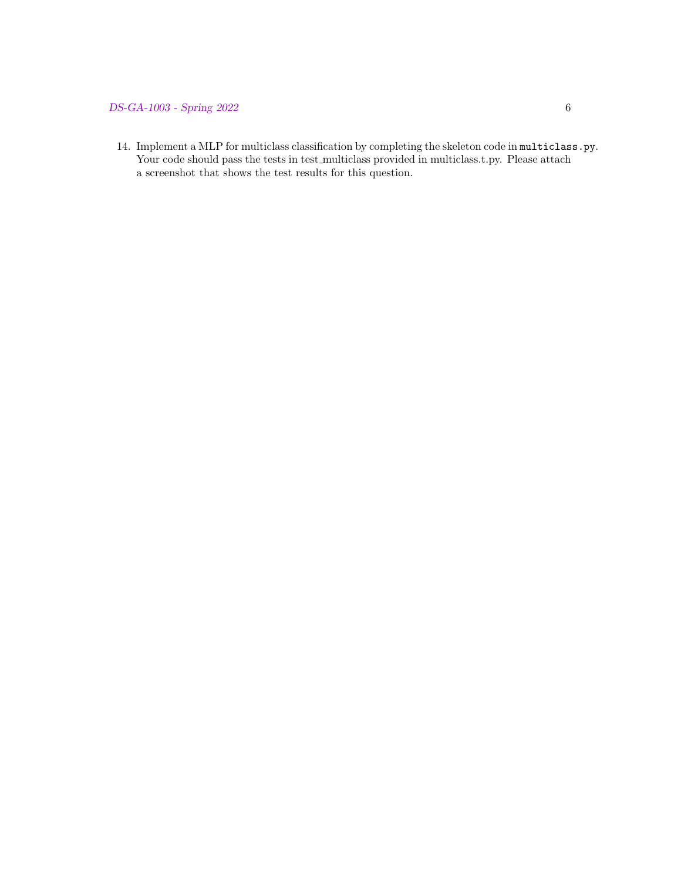14. Implement a MLP for multiclass classification by completing the skeleton code in `multiclass.py`. Your code should pass the tests in test_multiclass provided in multiclass.t.py. Please attach a screenshot that shows the test results for this question.